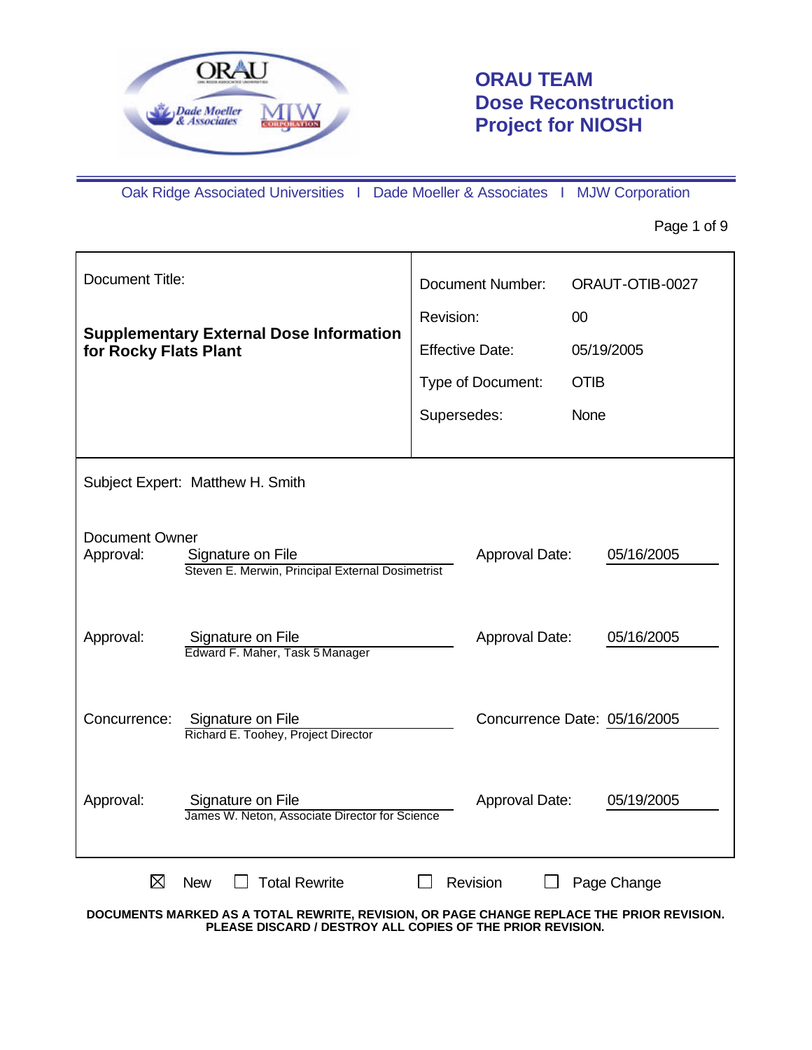# ORAU TEAM Dose Reconstruction Project for NIOSH

Oak Ridge Associated Universities | Dade Moeller & Associates | MJW Corporation

| Document Title: | |
|---|---|
| **Supplementary External Dose Information for Rocky Flats Plant** | |
| Document Number: | ORAUT-OTIB-0027 |
| Revision: | 00 |
| Effective Date: | 05/19/2005 |
| Type of Document: | OTIB |
| Supersedes: | None |

Subject Expert: Matthew H. Smith

| | | | |
|---|---|---|---|
| Document Owner Approval: | Signature on File<br>Steven E. Merwin, Principal External Dosimetrist | Approval Date: | 05/16/2005 |
| Approval: | Signature on File<br>Edward F. Maher, Task 5 Manager | Approval Date: | 05/16/2005 |
| Concurrence: | Signature on File<br>Richard E. Toohey, Project Director | Concurrence Date: | 05/16/2005 |
| Approval: | Signature on File<br>James W. Neton, Associate Director for Science | Approval Date: | 05/19/2005 |

☒ New ☐ Total Rewrite ☐ Revision ☐ Page Change

**DOCUMENTS MARKED AS A TOTAL REWRITE, REVISION, OR PAGE CHANGE REPLACE THE PRIOR REVISION. PLEASE DISCARD / DESTROY ALL COPIES OF THE PRIOR REVISION.**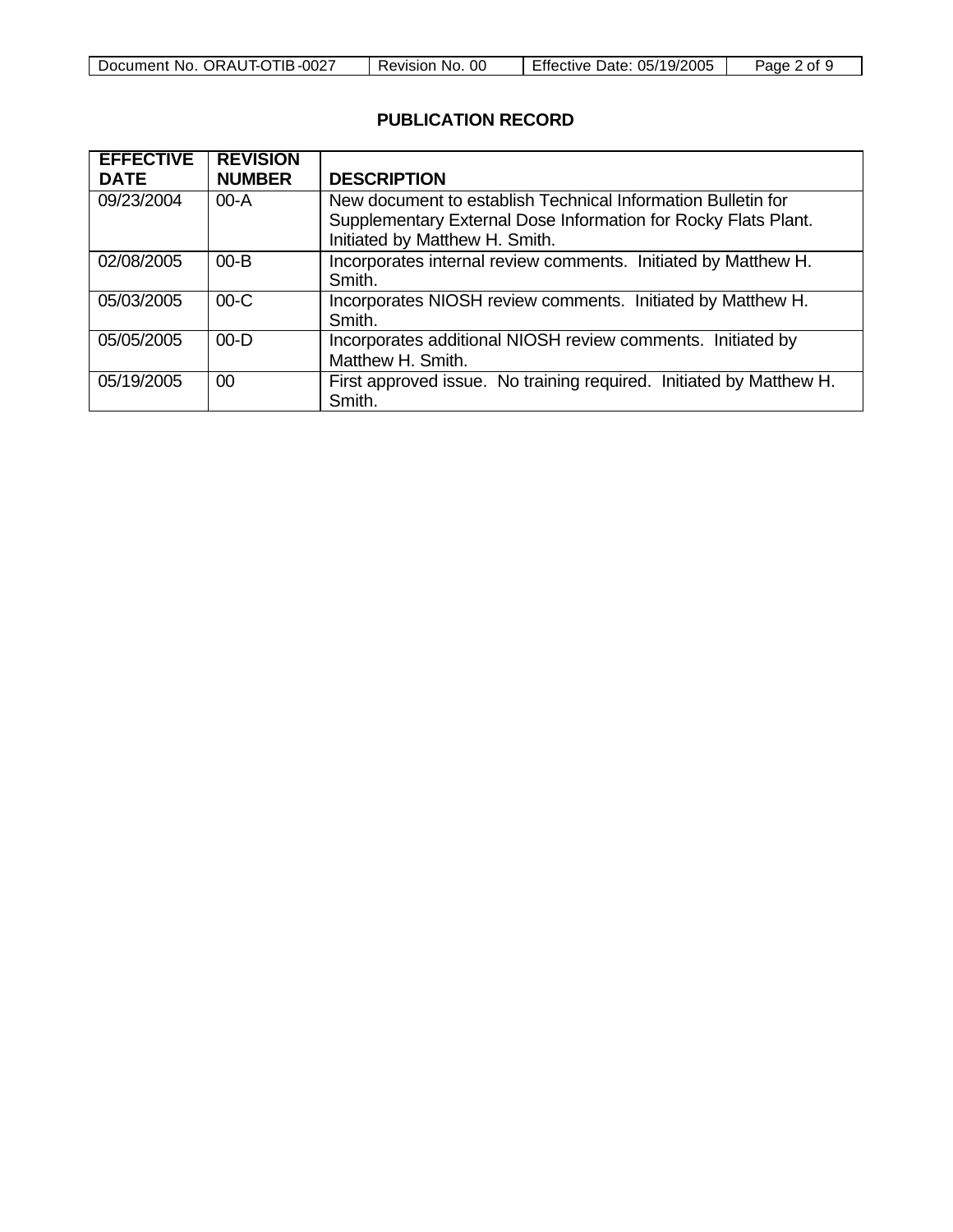## PUBLICATION RECORD

| EFFECTIVE DATE | REVISION NUMBER | DESCRIPTION |
|---|---|---|
| 09/23/2004 | 00-A | New document to establish Technical Information Bulletin for Supplementary External Dose Information for Rocky Flats Plant. Initiated by Matthew H. Smith. |
| 02/08/2005 | 00-B | Incorporates internal review comments. Initiated by Matthew H. Smith. |
| 05/03/2005 | 00-C | Incorporates NIOSH review comments. Initiated by Matthew H. Smith. |
| 05/05/2005 | 00-D | Incorporates additional NIOSH review comments. Initiated by Matthew H. Smith. |
| 05/19/2005 | 00 | First approved issue. No training required. Initiated by Matthew H. Smith. |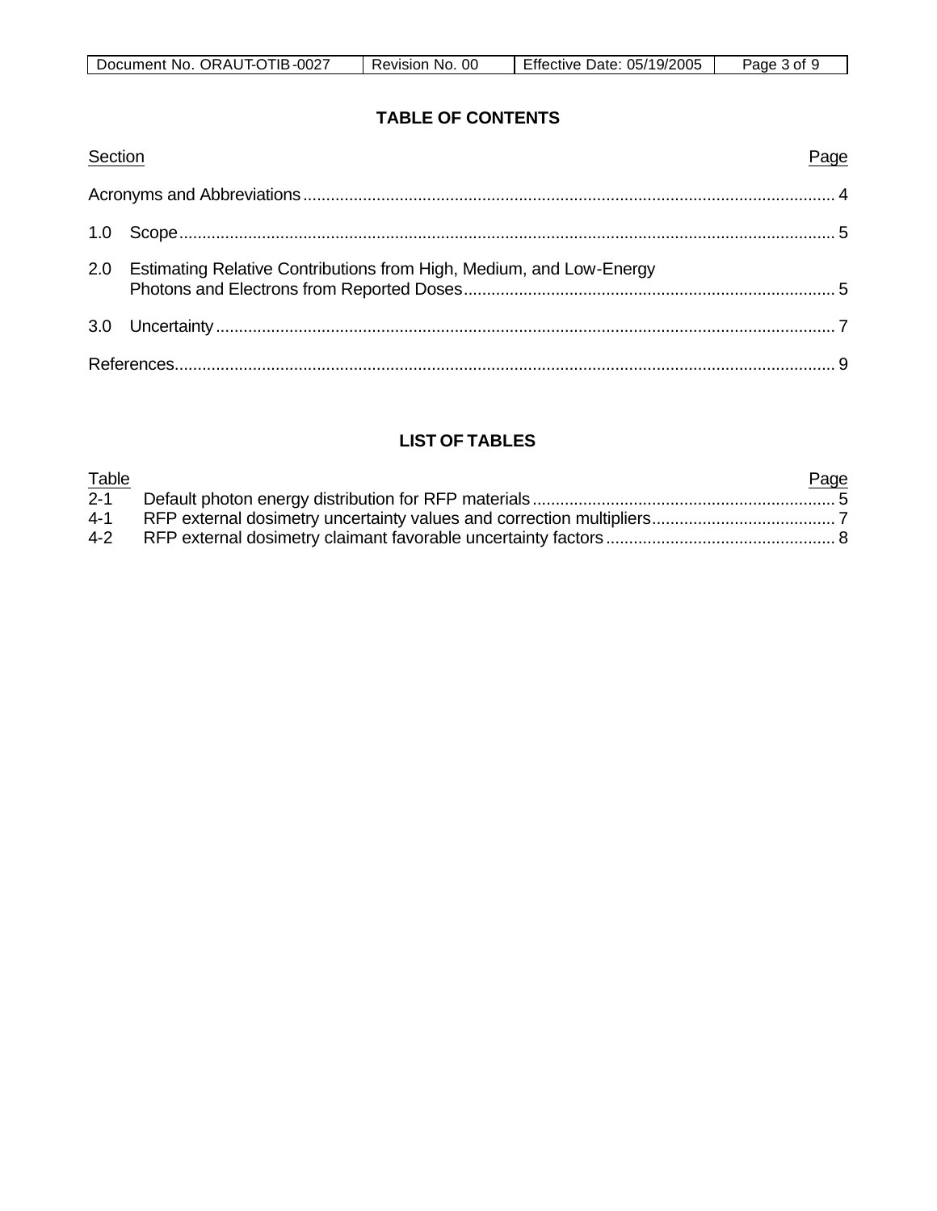## TABLE OF CONTENTS

| Section | Page |
|---|---|
| Acronyms and Abbreviations | 4 |
| 1.0 Scope | 5 |
| 2.0 Estimating Relative Contributions from High, Medium, and Low-Energy Photons and Electrons from Reported Doses | 5 |
| 3.0 Uncertainty | 7 |
| References | 9 |

## LIST OF TABLES

| Table | | Page |
|---|---|---|
| 2-1 | Default photon energy distribution for RFP materials | 5 |
| 4-1 | RFP external dosimetry uncertainty values and correction multipliers | 7 |
| 4-2 | RFP external dosimetry claimant favorable uncertainty factors | 8 |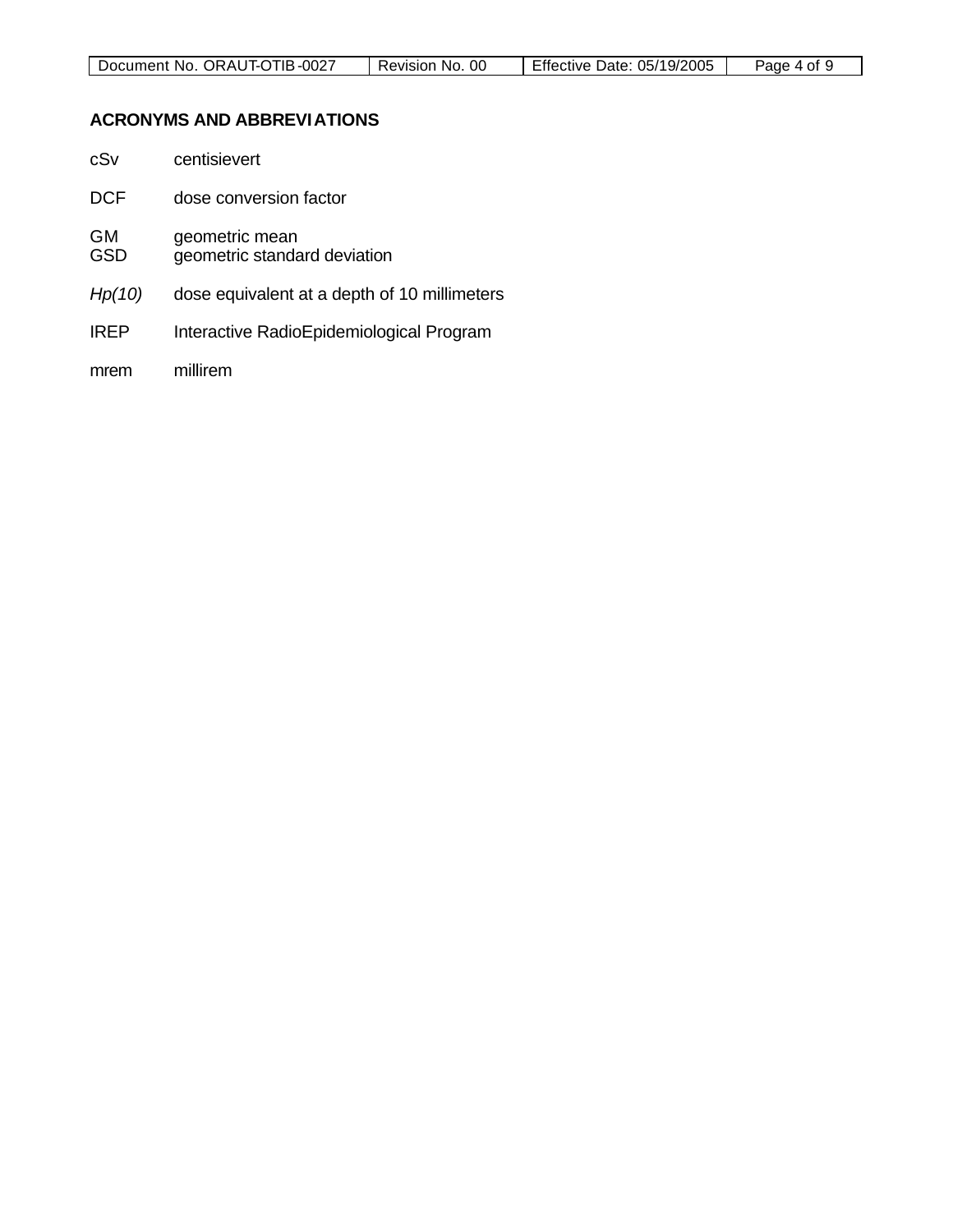## ACRONYMS AND ABBREVIATIONS

cSv centisievert

DCF dose conversion factor

GM geometric mean
GSD geometric standard deviation

*Hp(10)* dose equivalent at a depth of 10 millimeters

IREP Interactive RadioEpidemiological Program

mrem millirem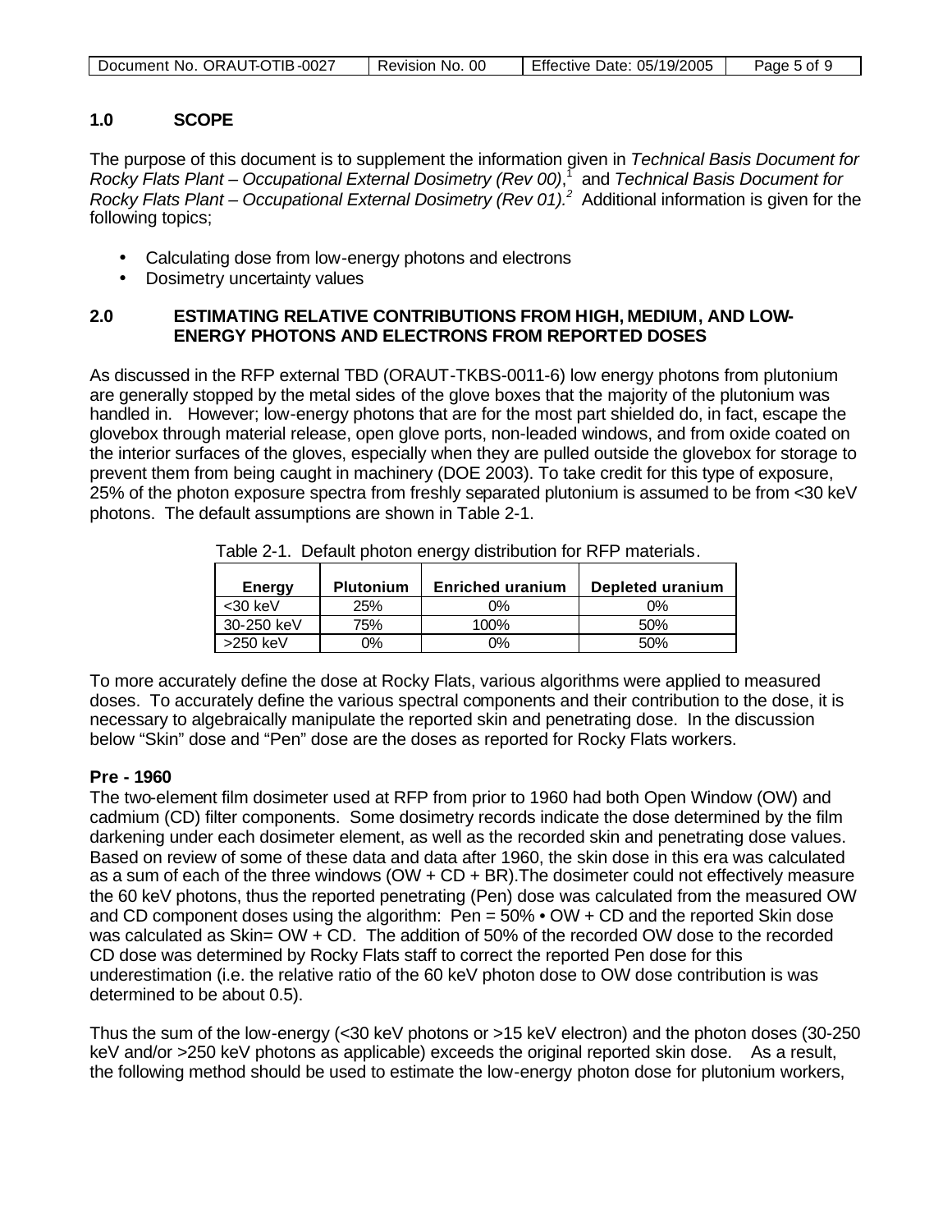## 1.0 SCOPE

The purpose of this document is to supplement the information given in *Technical Basis Document for Rocky Flats Plant – Occupational External Dosimetry (Rev 00)*,[1] and *Technical Basis Document for Rocky Flats Plant – Occupational External Dosimetry (Rev 01).*[2] Additional information is given for the following topics;

- Calculating dose from low-energy photons and electrons
- Dosimetry uncertainty values

## 2.0 ESTIMATING RELATIVE CONTRIBUTIONS FROM HIGH, MEDIUM, AND LOW-ENERGY PHOTONS AND ELECTRONS FROM REPORTED DOSES

As discussed in the RFP external TBD (ORAUT-TKBS-0011-6) low energy photons from plutonium are generally stopped by the metal sides of the glove boxes that the majority of the plutonium was handled in. However; low-energy photons that are for the most part shielded do, in fact, escape the glovebox through material release, open glove ports, non-leaded windows, and from oxide coated on the interior surfaces of the gloves, especially when they are pulled outside the glovebox for storage to prevent them from being caught in machinery (DOE 2003). To take credit for this type of exposure, 25% of the photon exposure spectra from freshly separated plutonium is assumed to be from <30 keV photons. The default assumptions are shown in Table 2-1.

Table 2-1. Default photon energy distribution for RFP materials.

| Energy | Plutonium | Enriched uranium | Depleted uranium |
|---|---|---|---|
| <30 keV | 25% | 0% | 0% |
| 30-250 keV | 75% | 100% | 50% |
| >250 keV | 0% | 0% | 50% |

To more accurately define the dose at Rocky Flats, various algorithms were applied to measured doses. To accurately define the various spectral components and their contribution to the dose, it is necessary to algebraically manipulate the reported skin and penetrating dose. In the discussion below "Skin" dose and "Pen" dose are the doses as reported for Rocky Flats workers.

**Pre - 1960**

The two-element film dosimeter used at RFP from prior to 1960 had both Open Window (OW) and cadmium (CD) filter components. Some dosimetry records indicate the dose determined by the film darkening under each dosimeter element, as well as the recorded skin and penetrating dose values. Based on review of some of these data and data after 1960, the skin dose in this era was calculated as a sum of each of the three windows (OW + CD + BR).The dosimeter could not effectively measure the 60 keV photons, thus the reported penetrating (Pen) dose was calculated from the measured OW and CD component doses using the algorithm: Pen = 50% • OW + CD and the reported Skin dose was calculated as Skin= OW + CD. The addition of 50% of the recorded OW dose to the recorded CD dose was determined by Rocky Flats staff to correct the reported Pen dose for this underestimation (i.e. the relative ratio of the 60 keV photon dose to OW dose contribution is was determined to be about 0.5).

Thus the sum of the low-energy (<30 keV photons or >15 keV electron) and the photon doses (30-250 keV and/or >250 keV photons as applicable) exceeds the original reported skin dose. As a result, the following method should be used to estimate the low-energy photon dose for plutonium workers,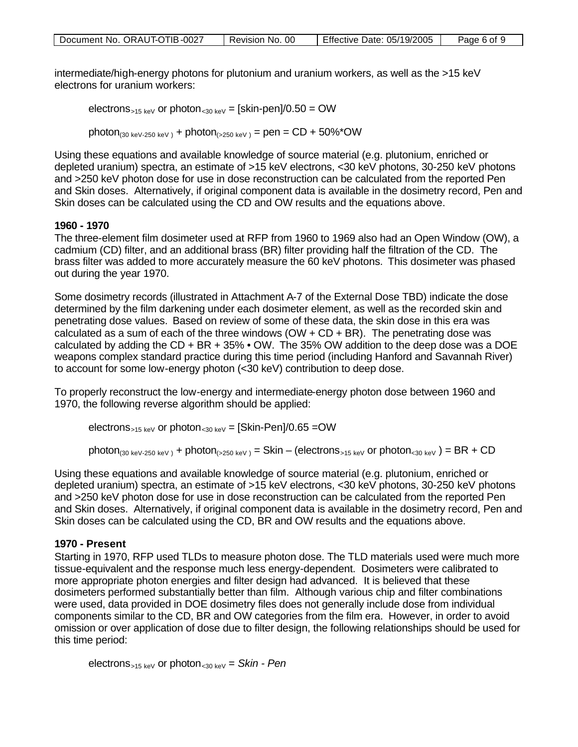intermediate/high-energy photons for plutonium and uranium workers, as well as the >15 keV electrons for uranium workers:

$$\text{electrons}_{>15\ \text{keV}} \text{ or photon}_{<30\ \text{keV}} = [\text{skin-pen}]/0.50 = \text{OW}$$

$$\text{photon}_{(30\ \text{keV-}250\ \text{keV})} + \text{photon}_{(>250\ \text{keV})} = \text{pen} = \text{CD} + 50\%{*}\text{OW}$$

Using these equations and available knowledge of source material (e.g. plutonium, enriched or depleted uranium) spectra, an estimate of >15 keV electrons, <30 keV photons, 30-250 keV photons and >250 keV photon dose for use in dose reconstruction can be calculated from the reported Pen and Skin doses. Alternatively, if original component data is available in the dosimetry record, Pen and Skin doses can be calculated using the CD and OW results and the equations above.

**1960 - 1970**

The three-element film dosimeter used at RFP from 1960 to 1969 also had an Open Window (OW), a cadmium (CD) filter, and an additional brass (BR) filter providing half the filtration of the CD. The brass filter was added to more accurately measure the 60 keV photons. This dosimeter was phased out during the year 1970.

Some dosimetry records (illustrated in Attachment A-7 of the External Dose TBD) indicate the dose determined by the film darkening under each dosimeter element, as well as the recorded skin and penetrating dose values. Based on review of some of these data, the skin dose in this era was calculated as a sum of each of the three windows (OW + CD + BR). The penetrating dose was calculated by adding the CD + BR + 35% • OW. The 35% OW addition to the deep dose was a DOE weapons complex standard practice during this time period (including Hanford and Savannah River) to account for some low-energy photon (<30 keV) contribution to deep dose.

To properly reconstruct the low-energy and intermediate-energy photon dose between 1960 and 1970, the following reverse algorithm should be applied:

$$\text{electrons}_{>15\ \text{keV}} \text{ or photon}_{<30\ \text{keV}} = [\text{Skin-Pen}]/0.65 = \text{OW}$$

$$\text{photon}_{(30\ \text{keV-}250\ \text{keV})} + \text{photon}_{(>250\ \text{keV})} = \text{Skin} - (\text{electrons}_{>15\ \text{keV}} \text{ or photon}_{<30\ \text{keV}}) = \text{BR} + \text{CD}$$

Using these equations and available knowledge of source material (e.g. plutonium, enriched or depleted uranium) spectra, an estimate of >15 keV electrons, <30 keV photons, 30-250 keV photons and >250 keV photon dose for use in dose reconstruction can be calculated from the reported Pen and Skin doses. Alternatively, if original component data is available in the dosimetry record, Pen and Skin doses can be calculated using the CD, BR and OW results and the equations above.

**1970 - Present**

Starting in 1970, RFP used TLDs to measure photon dose. The TLD materials used were much more tissue-equivalent and the response much less energy-dependent. Dosimeters were calibrated to more appropriate photon energies and filter design had advanced. It is believed that these dosimeters performed substantially better than film. Although various chip and filter combinations were used, data provided in DOE dosimetry files does not generally include dose from individual components similar to the CD, BR and OW categories from the film era. However, in order to avoid omission or over application of dose due to filter design, the following relationships should be used for this time period:

$$\text{electrons}_{>15\ \text{keV}} \text{ or photon}_{<30\ \text{keV}} = \textit{Skin - Pen}$$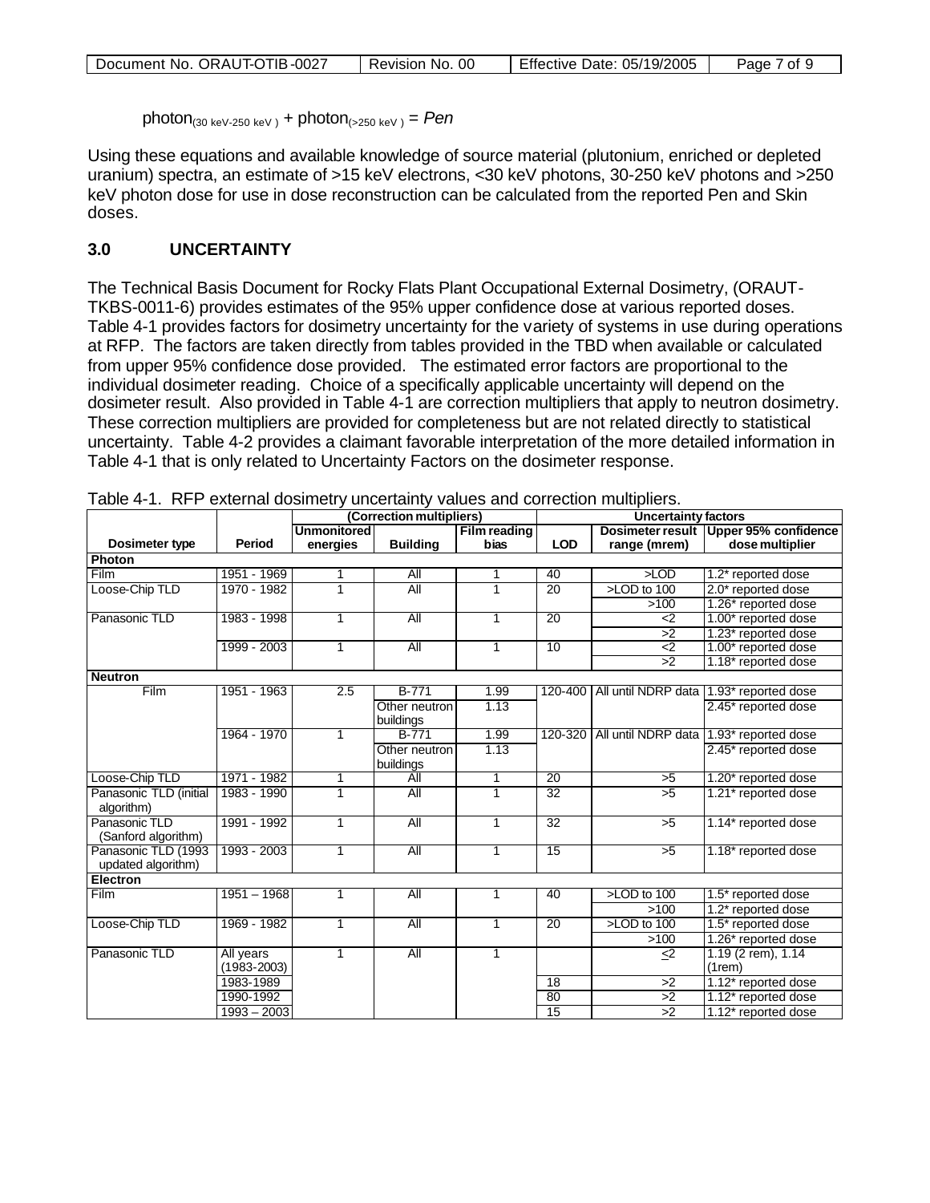$\text{photon}_{(30\ \text{keV-}250\ \text{keV})} + \text{photon}_{(>250\ \text{keV})} = Pen$

Using these equations and available knowledge of source material (plutonium, enriched or depleted uranium) spectra, an estimate of >15 keV electrons, <30 keV photons, 30-250 keV photons and >250 keV photon dose for use in dose reconstruction can be calculated from the reported Pen and Skin doses.

## 3.0 UNCERTAINTY

The Technical Basis Document for Rocky Flats Plant Occupational External Dosimetry, (ORAUT-TKBS-0011-6) provides estimates of the 95% upper confidence dose at various reported doses. Table 4-1 provides factors for dosimetry uncertainty for the variety of systems in use during operations at RFP. The factors are taken directly from tables provided in the TBD when available or calculated from upper 95% confidence dose provided. The estimated error factors are proportional to the individual dosimeter reading. Choice of a specifically applicable uncertainty will depend on the dosimeter result. Also provided in Table 4-1 are correction multipliers that apply to neutron dosimetry. These correction multipliers are provided for completeness but are not related directly to statistical uncertainty. Table 4-2 provides a claimant favorable interpretation of the more detailed information in Table 4-1 that is only related to Uncertainty Factors on the dosimeter response.

Table 4-1. RFP external dosimetry uncertainty values and correction multipliers.

| | | (Correction multipliers) | | | Uncertainty factors | | |
|---|---|---|---|---|---|---|---|
| Dosimeter type | Period | Unmonitored energies | Building | Film reading bias | LOD | Dosimeter result range (mrem) | Upper 95% confidence dose multiplier |
| **Photon** | | | | | | | |
| Film | 1951 - 1969 | 1 | All | 1 | 40 | >LOD | 1.2* reported dose |
| Loose-Chip TLD | 1970 - 1982 | 1 | All | 1 | 20 | >LOD to 100 | 2.0* reported dose |
| | | | | | | >100 | 1.26* reported dose |
| Panasonic TLD | 1983 - 1998 | 1 | All | 1 | 20 | <2 | 1.00* reported dose |
| | | | | | | >2 | 1.23* reported dose |
| | 1999 - 2003 | 1 | All | 1 | 10 | <2 | 1.00* reported dose |
| | | | | | | >2 | 1.18* reported dose |
| **Neutron** | | | | | | | |
| Film | 1951 - 1963 | 2.5 | B-771 | 1.99 | 120-400 | All until NDRP data | 1.93* reported dose |
| | | | Other neutron buildings | 1.13 | | | 2.45* reported dose |
| | 1964 - 1970 | 1 | B-771 | 1.99 | 120-320 | All until NDRP data | 1.93* reported dose |
| | | | Other neutron buildings | 1.13 | | | 2.45* reported dose |
| Loose-Chip TLD | 1971 - 1982 | 1 | All | 1 | 20 | >5 | 1.20* reported dose |
| Panasonic TLD (initial algorithm) | 1983 - 1990 | 1 | All | 1 | 32 | >5 | 1.21* reported dose |
| Panasonic TLD (Sanford algorithm) | 1991 - 1992 | 1 | All | 1 | 32 | >5 | 1.14* reported dose |
| Panasonic TLD (1993 updated algorithm) | 1993 - 2003 | 1 | All | 1 | 15 | >5 | 1.18* reported dose |
| **Electron** | | | | | | | |
| Film | 1951 – 1968 | 1 | All | 1 | 40 | >LOD to 100 | 1.5* reported dose |
| | | | | | | >100 | 1.2* reported dose |
| Loose-Chip TLD | 1969 - 1982 | 1 | All | 1 | 20 | >LOD to 100 | 1.5* reported dose |
| | | | | | | >100 | 1.26* reported dose |
| Panasonic TLD | All years (1983-2003) | 1 | All | 1 | | ≤2 | 1.19 (2 rem), 1.14 (1rem) |
| | 1983-1989 | | | | 18 | >2 | 1.12* reported dose |
| | 1990-1992 | | | | 80 | >2 | 1.12* reported dose |
| | 1993 – 2003 | | | | 15 | >2 | 1.12* reported dose |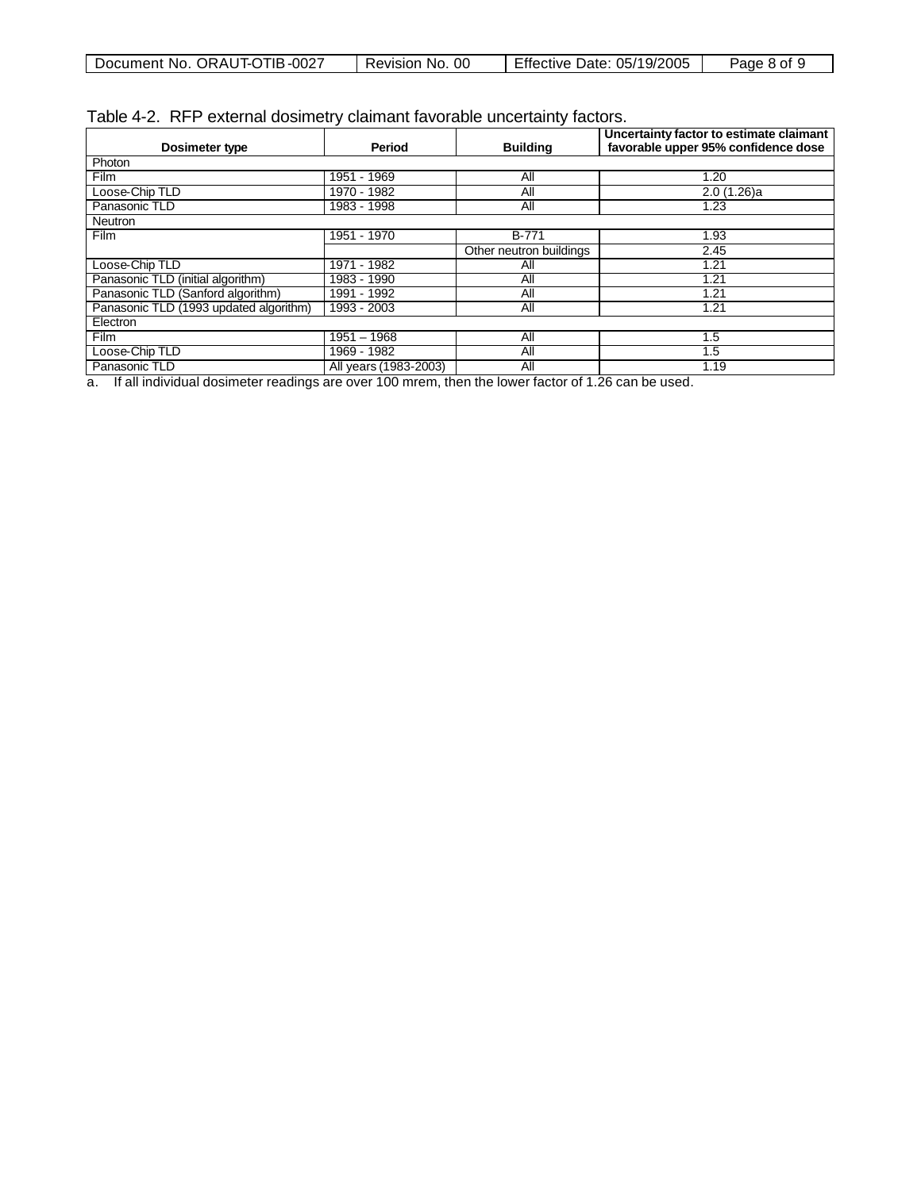Table 4-2. RFP external dosimetry claimant favorable uncertainty factors.

| Dosimeter type | Period | Building | Uncertainty factor to estimate claimant favorable upper 95% confidence dose |
|---|---|---|---|
| Photon | | | |
| Film | 1951 - 1969 | All | 1.20 |
| Loose-Chip TLD | 1970 - 1982 | All | 2.0 (1.26)a |
| Panasonic TLD | 1983 - 1998 | All | 1.23 |
| Neutron | | | |
| Film | 1951 - 1970 | B-771 | 1.93 |
| | | Other neutron buildings | 2.45 |
| Loose-Chip TLD | 1971 - 1982 | All | 1.21 |
| Panasonic TLD (initial algorithm) | 1983 - 1990 | All | 1.21 |
| Panasonic TLD (Sanford algorithm) | 1991 - 1992 | All | 1.21 |
| Panasonic TLD (1993 updated algorithm) | 1993 - 2003 | All | 1.21 |
| Electron | | | |
| Film | 1951 – 1968 | All | 1.5 |
| Loose-Chip TLD | 1969 - 1982 | All | 1.5 |
| Panasonic TLD | All years (1983-2003) | All | 1.19 |

a. If all individual dosimeter readings are over 100 mrem, then the lower factor of 1.26 can be used.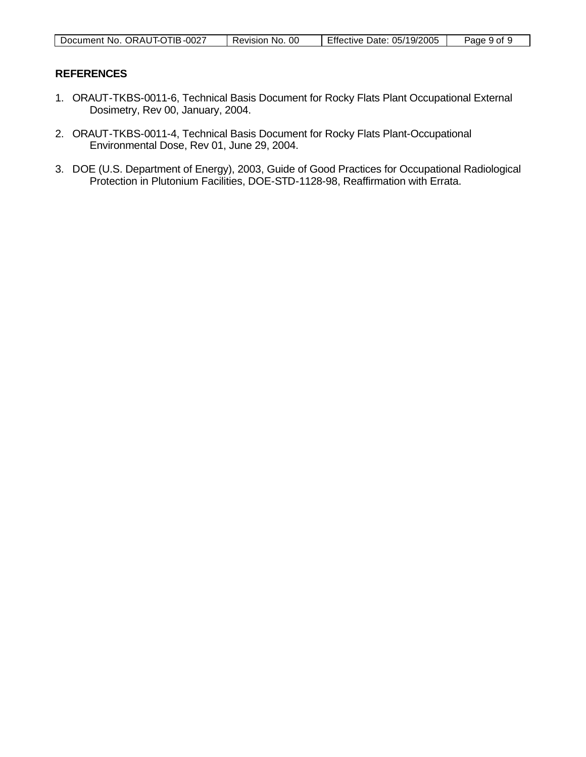## REFERENCES

1. ORAUT-TKBS-0011-6, Technical Basis Document for Rocky Flats Plant Occupational External Dosimetry, Rev 00, January, 2004.

2. ORAUT-TKBS-0011-4, Technical Basis Document for Rocky Flats Plant-Occupational Environmental Dose, Rev 01, June 29, 2004.

3. DOE (U.S. Department of Energy), 2003, Guide of Good Practices for Occupational Radiological Protection in Plutonium Facilities, DOE-STD-1128-98, Reaffirmation with Errata.